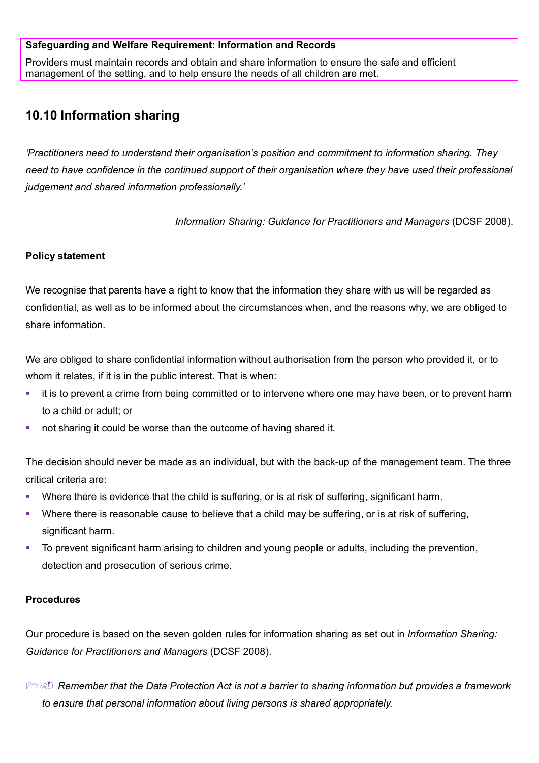**Safeguarding and Welfare Requirement: Information and Records**

Providers must maintain records and obtain and share information to ensure the safe and efficient management of the setting, and to help ensure the needs of all children are met.

## 10.10 Information sharing

*'Practitioners need to understand their organisation's position and commitment to information sharing. They need to have confidence in the continued support of their organisation where they have used their professional judgement and shared information professionally.'*

*Information Sharing: Guidance for Practitioners and Managers* (DCSF 2008).

**Policy statement**

We recognise that parents have a right to know that the information they share with us will be regarded as confidential, as well as to be informed about the circumstances when, and the reasons why, we are obliged to share information.

We are obliged to share confidential information without authorisation from the person who provided it, or to whom it relates, if it is in the public interest. That is when:

- it is to prevent a crime from being committed or to intervene where one may have been, or to prevent harm to a child or adult; or
- not sharing it could be worse than the outcome of having shared it.

The decision should never be made as an individual, but with the back-up of the management team. The three critical criteria are:

- Where there is evidence that the child is suffering, or is at risk of suffering, significant harm.
- Where there is reasonable cause to believe that a child may be suffering, or is at risk of suffering, significant harm.
- To prevent significant harm arising to children and young people or adults, including the prevention, detection and prosecution of serious crime.

**Procedures**

Our procedure is based on the seven golden rules for information sharing as set out in *Information Sharing: Guidance for Practitioners and Managers* (DCSF 2008).

- *Remember that the Data Protection Act is not a barrier to sharing information but provides a framework to ensure that personal information about living persons is shared appropriately.*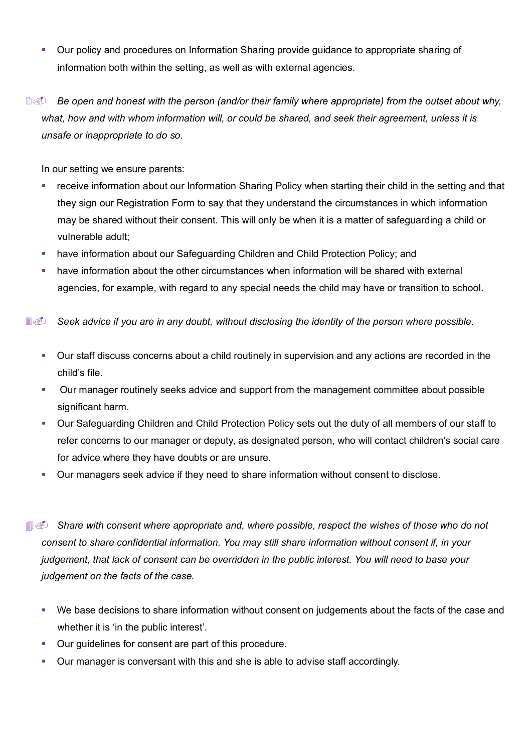- Our policy and procedures on Information Sharing provide guidance to appropriate sharing of information both within the setting, as well as with external agencies.

*Be open and honest with the person (and/or their family where appropriate) from the outset about why, what, how and with whom information will, or could be shared, and seek their agreement, unless it is unsafe or inappropriate to do so.*

In our setting we ensure parents:

- receive information about our Information Sharing Policy when starting their child in the setting and that they sign our Registration Form to say that they understand the circumstances in which information may be shared without their consent. This will only be when it is a matter of safeguarding a child or vulnerable adult;
- have information about our Safeguarding Children and Child Protection Policy; and
- have information about the other circumstances when information will be shared with external agencies, for example, with regard to any special needs the child may have or transition to school.

*Seek advice if you are in any doubt, without disclosing the identity of the person where possible.*

- Our staff discuss concerns about a child routinely in supervision and any actions are recorded in the child's file.
- Our manager routinely seeks advice and support from the management committee about possible significant harm.
- Our Safeguarding Children and Child Protection Policy sets out the duty of all members of our staff to refer concerns to our manager or deputy, as designated person, who will contact children's social care for advice where they have doubts or are unsure.
- Our managers seek advice if they need to share information without consent to disclose.

*Share with consent where appropriate and, where possible, respect the wishes of those who do not consent to share confidential information. You may still share information without consent if, in your judgement, that lack of consent can be overridden in the public interest. You will need to base your judgement on the facts of the case.*

- We base decisions to share information without consent on judgements about the facts of the case and whether it is 'in the public interest'.
- Our guidelines for consent are part of this procedure.
- Our manager is conversant with this and she is able to advise staff accordingly.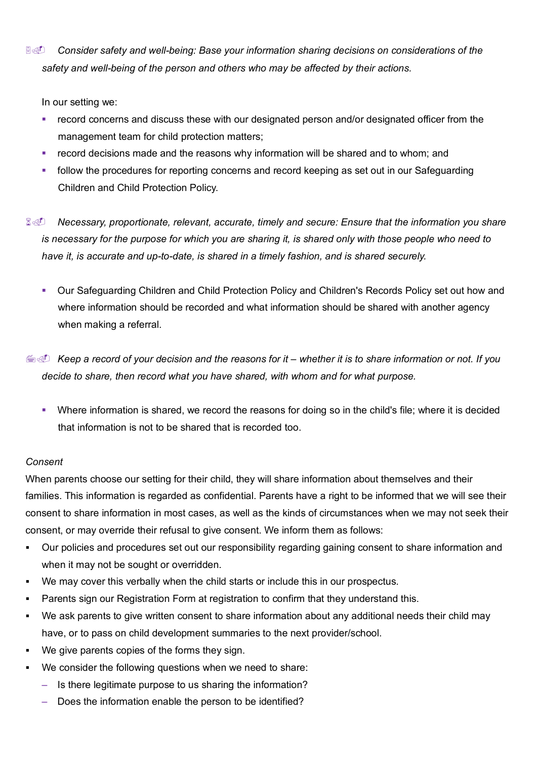*Consider safety and well-being: Base your information sharing decisions on considerations of the safety and well-being of the person and others who may be affected by their actions.*

In our setting we:

- record concerns and discuss these with our designated person and/or designated officer from the management team for child protection matters;
- record decisions made and the reasons why information will be shared and to whom; and
- follow the procedures for reporting concerns and record keeping as set out in our Safeguarding Children and Child Protection Policy.

*Necessary, proportionate, relevant, accurate, timely and secure: Ensure that the information you share is necessary for the purpose for which you are sharing it, is shared only with those people who need to have it, is accurate and up-to-date, is shared in a timely fashion, and is shared securely.*

- Our Safeguarding Children and Child Protection Policy and Children's Records Policy set out how and where information should be recorded and what information should be shared with another agency when making a referral.

*Keep a record of your decision and the reasons for it – whether it is to share information or not. If you decide to share, then record what you have shared, with whom and for what purpose.*

- Where information is shared, we record the reasons for doing so in the child's file; where it is decided that information is not to be shared that is recorded too.

*Consent*

When parents choose our setting for their child, they will share information about themselves and their families. This information is regarded as confidential. Parents have a right to be informed that we will see their consent to share information in most cases, as well as the kinds of circumstances when we may not seek their consent, or may override their refusal to give consent. We inform them as follows:

- Our policies and procedures set out our responsibility regarding gaining consent to share information and when it may not be sought or overridden.
- We may cover this verbally when the child starts or include this in our prospectus.
- Parents sign our Registration Form at registration to confirm that they understand this.
- We ask parents to give written consent to share information about any additional needs their child may have, or to pass on child development summaries to the next provider/school.
- We give parents copies of the forms they sign.
- We consider the following questions when we need to share:
  - Is there legitimate purpose to us sharing the information?
  - Does the information enable the person to be identified?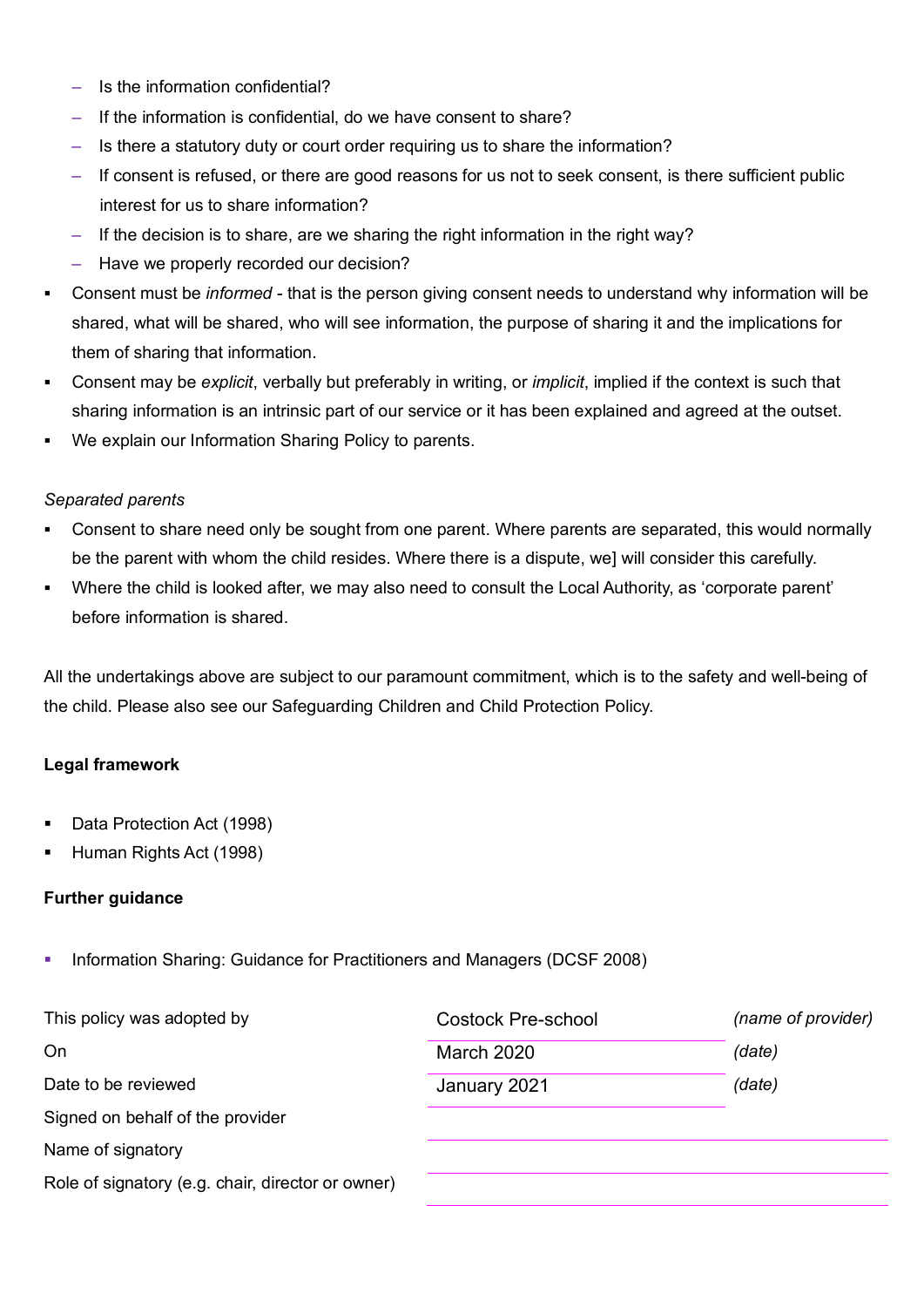- Is the information confidential?
  - If the information is confidential, do we have consent to share?
  - Is there a statutory duty or court order requiring us to share the information?
  - If consent is refused, or there are good reasons for us not to seek consent, is there sufficient public interest for us to share information?
  - If the decision is to share, are we sharing the right information in the right way?
  - Have we properly recorded our decision?
- Consent must be *informed* - that is the person giving consent needs to understand why information will be shared, what will be shared, who will see information, the purpose of sharing it and the implications for them of sharing that information.
- Consent may be *explicit*, verbally but preferably in writing, or *implicit*, implied if the context is such that sharing information is an intrinsic part of our service or it has been explained and agreed at the outset.
- We explain our Information Sharing Policy to parents.

*Separated parents*

- Consent to share need only be sought from one parent. Where parents are separated, this would normally be the parent with whom the child resides. Where there is a dispute, we] will consider this carefully.
- Where the child is looked after, we may also need to consult the Local Authority, as 'corporate parent' before information is shared.

All the undertakings above are subject to our paramount commitment, which is to the safety and well-being of the child. Please also see our Safeguarding Children and Child Protection Policy.

**Legal framework**

- Data Protection Act (1998)
- Human Rights Act (1998)

**Further guidance**

- Information Sharing: Guidance for Practitioners and Managers (DCSF 2008)

| | | |
|---|---|---|
| This policy was adopted by | Costock Pre-school | *(name of provider)* |
| On | March 2020 | *(date)* |
| Date to be reviewed | January 2021 | *(date)* |
| Signed on behalf of the provider | | |
| Name of signatory | | |
| Role of signatory (e.g. chair, director or owner) | | |